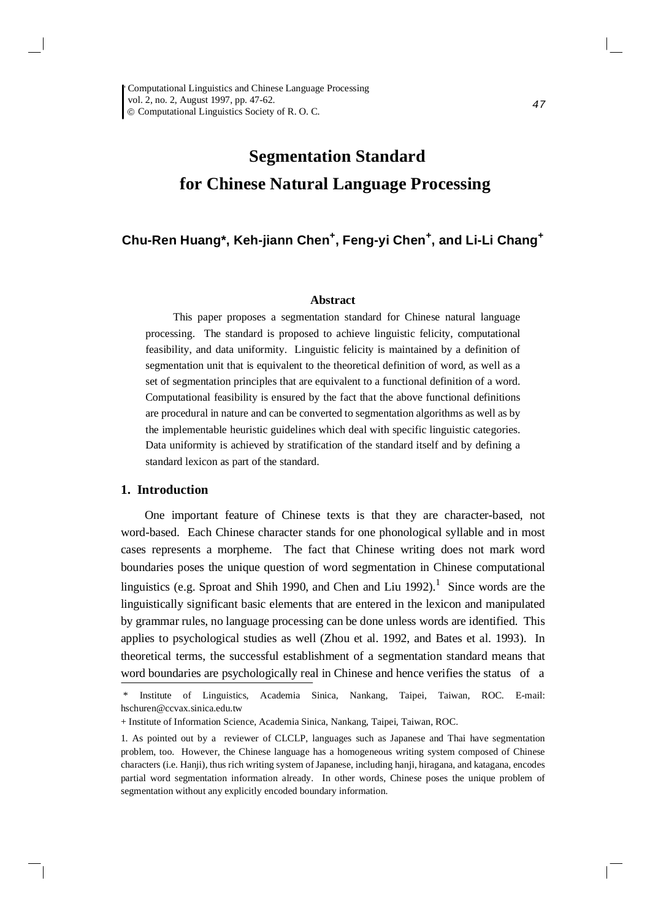# Segmentation Standard for Chinese Natural Language Processing

**Chu-Ren Huang\*, Keh-jiann Chen+, Feng-yi Chen+, and Li-Li Chang+**

### Abstract

This paper proposes a segmentation standard for Chinese natural language processing. The standard is proposed to achieve linguistic felicity, computational feasibility, and data uniformity. Linguistic felicity is maintained by a definition of segmentation unit that is equivalent to the theoretical definition of word, as well as a set of segmentation principles that are equivalent to a functional definition of a word. Computational feasibility is ensured by the fact that the above functional definitions are procedural in nature and can be converted to segmentation algorithms as well as by the implementable heuristic guidelines which deal with specific linguistic categories. Data uniformity is achieved by stratification of the standard itself and by defining a standard lexicon as part of the standard.

## 1. Introduction

One important feature of Chinese texts is that they are character-based, not word-based. Each Chinese character stands for one phonological syllable and in most cases represents a morpheme. The fact that Chinese writing does not mark word boundaries poses the unique question of word segmentation in Chinese computational linguistics (e.g. Sproat and Shih 1990, and Chen and Liu 1992).[1] Since words are the linguistically significant basic elements that are entered in the lexicon and manipulated by grammar rules, no language processing can be done unless words are identified. This applies to psychological studies as well (Zhou et al. 1992, and Bates et al. 1993). In theoretical terms, the successful establishment of a segmentation standard means that word boundaries are psychologically real in Chinese and hence verifies the status of a

---

\* Institute of Linguistics, Academia Sinica, Nankang, Taipei, Taiwan, ROC. E-mail: hschuren@ccvax.sinica.edu.tw

\+ Institute of Information Science, Academia Sinica, Nankang, Taipei, Taiwan, ROC.

1. As pointed out by a reviewer of CLCLP, languages such as Japanese and Thai have segmentation problem, too. However, the Chinese language has a homogeneous writing system composed of Chinese characters (i.e. Hanji), thus rich writing system of Japanese, including hanji, hiragana, and katagana, encodes partial word segmentation information already. In other words, Chinese poses the unique problem of segmentation without any explicitly encoded boundary information.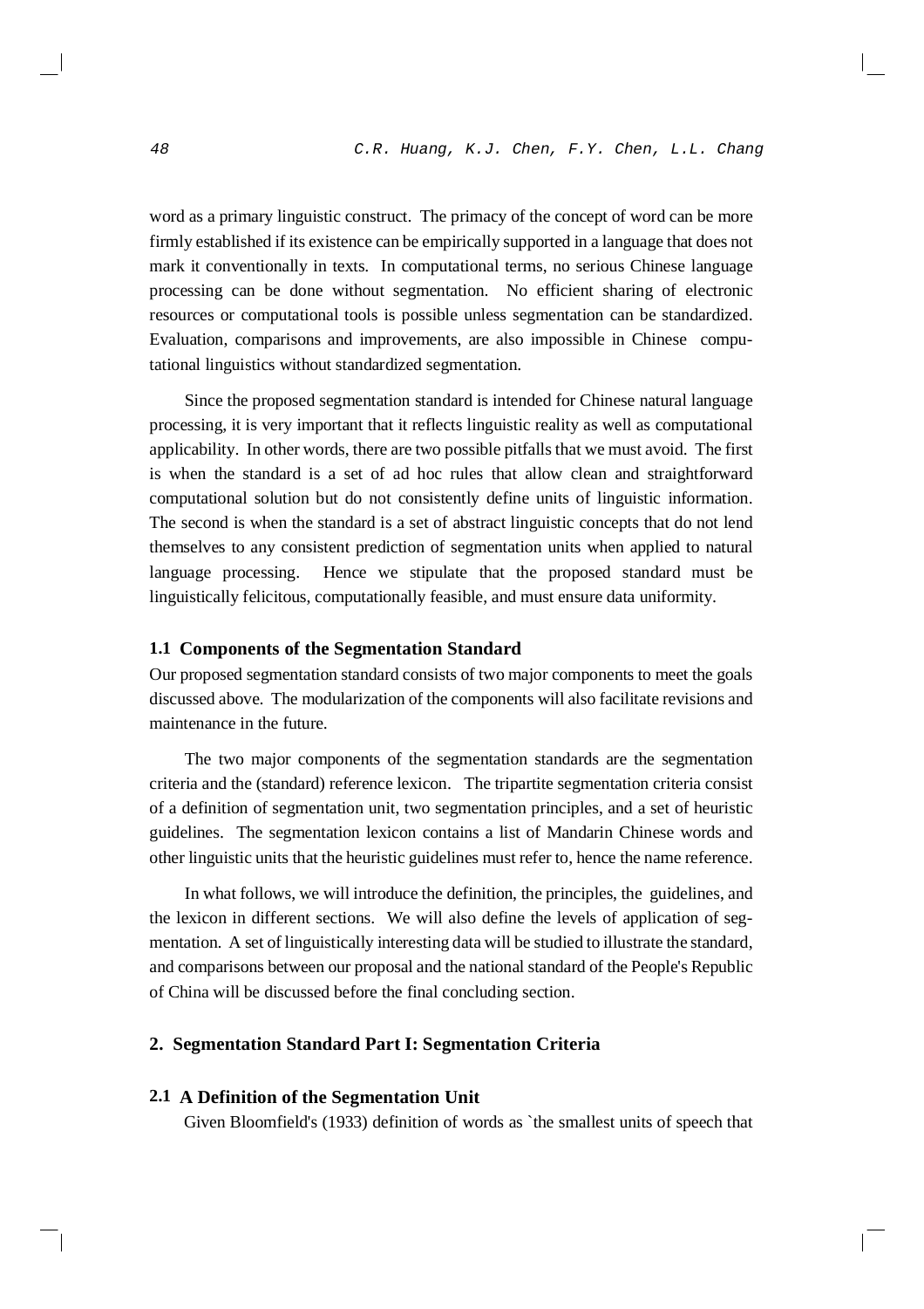word as a primary linguistic construct. The primacy of the concept of word can be more firmly established if its existence can be empirically supported in a language that does not mark it conventionally in texts. In computational terms, no serious Chinese language processing can be done without segmentation. No efficient sharing of electronic resources or computational tools is possible unless segmentation can be standardized. Evaluation, comparisons and improvements, are also impossible in Chinese computational linguistics without standardized segmentation.

Since the proposed segmentation standard is intended for Chinese natural language processing, it is very important that it reflects linguistic reality as well as computational applicability. In other words, there are two possible pitfalls that we must avoid. The first is when the standard is a set of ad hoc rules that allow clean and straightforward computational solution but do not consistently define units of linguistic information. The second is when the standard is a set of abstract linguistic concepts that do not lend themselves to any consistent prediction of segmentation units when applied to natural language processing. Hence we stipulate that the proposed standard must be linguistically felicitous, computationally feasible, and must ensure data uniformity.

### 1.1 Components of the Segmentation Standard

Our proposed segmentation standard consists of two major components to meet the goals discussed above. The modularization of the components will also facilitate revisions and maintenance in the future.

The two major components of the segmentation standards are the segmentation criteria and the (standard) reference lexicon. The tripartite segmentation criteria consist of a definition of segmentation unit, two segmentation principles, and a set of heuristic guidelines. The segmentation lexicon contains a list of Mandarin Chinese words and other linguistic units that the heuristic guidelines must refer to, hence the name reference.

In what follows, we will introduce the definition, the principles, the guidelines, and the lexicon in different sections. We will also define the levels of application of segmentation. A set of linguistically interesting data will be studied to illustrate the standard, and comparisons between our proposal and the national standard of the People's Republic of China will be discussed before the final concluding section.

## 2. Segmentation Standard Part I: Segmentation Criteria

### 2.1 A Definition of the Segmentation Unit

Given Bloomfield's (1933) definition of words as `the smallest units of speech that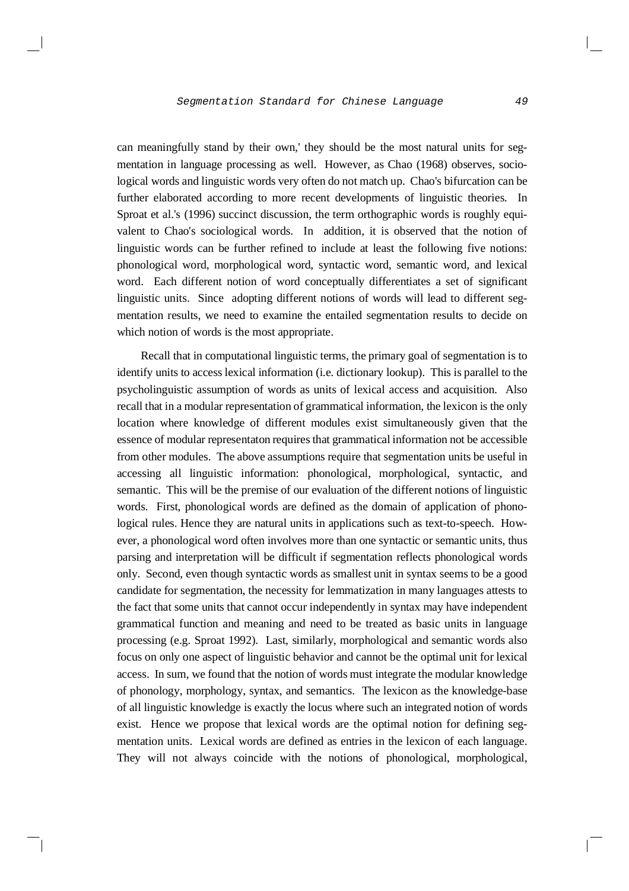can meaningfully stand by their own,' they should be the most natural units for segmentation in language processing as well. However, as Chao (1968) observes, sociological words and linguistic words very often do not match up. Chao's bifurcation can be further elaborated according to more recent developments of linguistic theories. In Sproat et al.'s (1996) succinct discussion, the term orthographic words is roughly equivalent to Chao's sociological words. In addition, it is observed that the notion of linguistic words can be further refined to include at least the following five notions: phonological word, morphological word, syntactic word, semantic word, and lexical word. Each different notion of word conceptually differentiates a set of significant linguistic units. Since adopting different notions of words will lead to different segmentation results, we need to examine the entailed segmentation results to decide on which notion of words is the most appropriate.

Recall that in computational linguistic terms, the primary goal of segmentation is to identify units to access lexical information (i.e. dictionary lookup). This is parallel to the psycholinguistic assumption of words as units of lexical access and acquisition. Also recall that in a modular representation of grammatical information, the lexicon is the only location where knowledge of different modules exist simultaneously given that the essence of modular representaton requires that grammatical information not be accessible from other modules. The above assumptions require that segmentation units be useful in accessing all linguistic information: phonological, morphological, syntactic, and semantic. This will be the premise of our evaluation of the different notions of linguistic words. First, phonological words are defined as the domain of application of phonological rules. Hence they are natural units in applications such as text-to-speech. However, a phonological word often involves more than one syntactic or semantic units, thus parsing and interpretation will be difficult if segmentation reflects phonological words only. Second, even though syntactic words as smallest unit in syntax seems to be a good candidate for segmentation, the necessity for lemmatization in many languages attests to the fact that some units that cannot occur independently in syntax may have independent grammatical function and meaning and need to be treated as basic units in language processing (e.g. Sproat 1992). Last, similarly, morphological and semantic words also focus on only one aspect of linguistic behavior and cannot be the optimal unit for lexical access. In sum, we found that the notion of words must integrate the modular knowledge of phonology, morphology, syntax, and semantics. The lexicon as the knowledge-base of all linguistic knowledge is exactly the locus where such an integrated notion of words exist. Hence we propose that lexical words are the optimal notion for defining segmentation units. Lexical words are defined as entries in the lexicon of each language. They will not always coincide with the notions of phonological, morphological,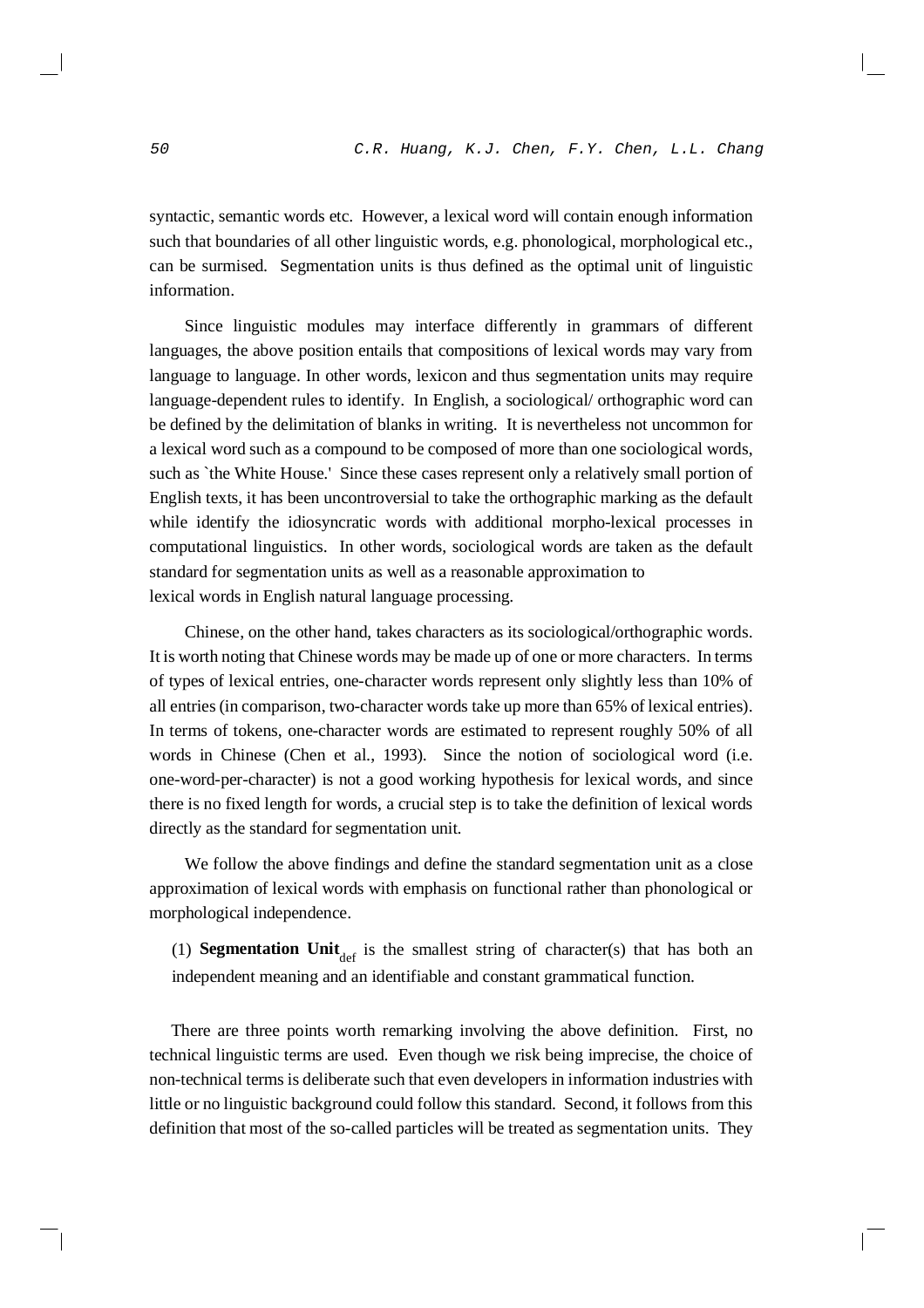syntactic, semantic words etc. However, a lexical word will contain enough information such that boundaries of all other linguistic words, e.g. phonological, morphological etc., can be surmised. Segmentation units is thus defined as the optimal unit of linguistic information.

Since linguistic modules may interface differently in grammars of different languages, the above position entails that compositions of lexical words may vary from language to language. In other words, lexicon and thus segmentation units may require language-dependent rules to identify. In English, a sociological/ orthographic word can be defined by the delimitation of blanks in writing. It is nevertheless not uncommon for a lexical word such as a compound to be composed of more than one sociological words, such as `the White House.' Since these cases represent only a relatively small portion of English texts, it has been uncontroversial to take the orthographic marking as the default while identify the idiosyncratic words with additional morpho-lexical processes in computational linguistics. In other words, sociological words are taken as the default standard for segmentation units as well as a reasonable approximation to lexical words in English natural language processing.

Chinese, on the other hand, takes characters as its sociological/orthographic words. It is worth noting that Chinese words may be made up of one or more characters. In terms of types of lexical entries, one-character words represent only slightly less than 10% of all entries (in comparison, two-character words take up more than 65% of lexical entries). In terms of tokens, one-character words are estimated to represent roughly 50% of all words in Chinese (Chen et al., 1993). Since the notion of sociological word (i.e. one-word-per-character) is not a good working hypothesis for lexical words, and since there is no fixed length for words, a crucial step is to take the definition of lexical words directly as the standard for segmentation unit.

We follow the above findings and define the standard segmentation unit as a close approximation of lexical words with emphasis on functional rather than phonological or morphological independence.

(1) **Segmentation Unit**$_{\text{def}}$ is the smallest string of character(s) that has both an independent meaning and an identifiable and constant grammatical function.

There are three points worth remarking involving the above definition. First, no technical linguistic terms are used. Even though we risk being imprecise, the choice of non-technical terms is deliberate such that even developers in information industries with little or no linguistic background could follow this standard. Second, it follows from this definition that most of the so-called particles will be treated as segmentation units. They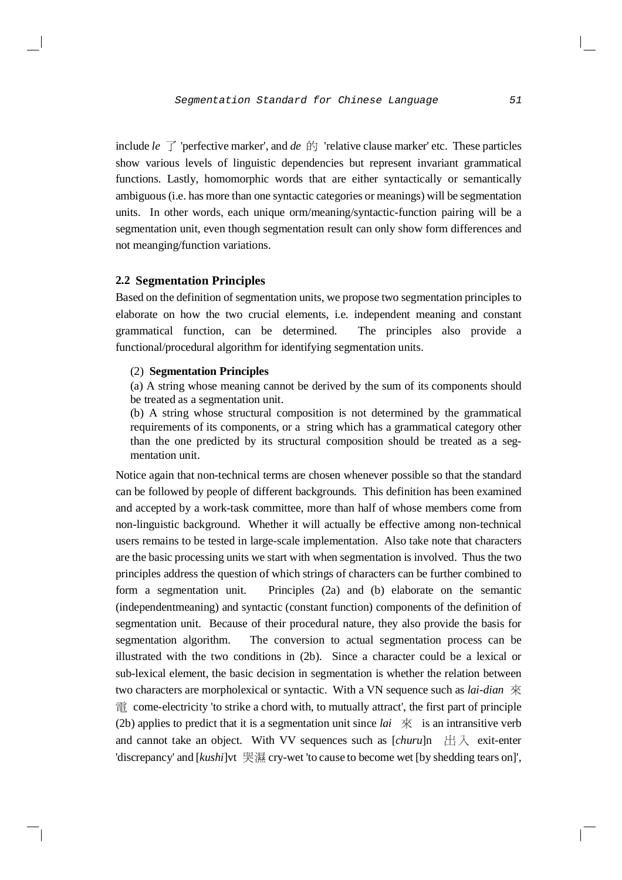include *le* 了 'perfective marker', and *de* 的 'relative clause marker' etc. These particles show various levels of linguistic dependencies but represent invariant grammatical functions. Lastly, homomorphic words that are either syntactically or semantically ambiguous (i.e. has more than one syntactic categories or meanings) will be segmentation units. In other words, each unique orm/meaning/syntactic-function pairing will be a segmentation unit, even though segmentation result can only show form differences and not meanging/function variations.

### 2.2 Segmentation Principles

Based on the definition of segmentation units, we propose two segmentation principles to elaborate on how the two crucial elements, i.e. independent meaning and constant grammatical function, can be determined. The principles also provide a functional/procedural algorithm for identifying segmentation units.

> (2) **Segmentation Principles**
>
> (a) A string whose meaning cannot be derived by the sum of its components should be treated as a segmentation unit.
>
> (b) A string whose structural composition is not determined by the grammatical requirements of its components, or a string which has a grammatical category other than the one predicted by its structural composition should be treated as a segmentation unit.

Notice again that non-technical terms are chosen whenever possible so that the standard can be followed by people of different backgrounds. This definition has been examined and accepted by a work-task committee, more than half of whose members come from non-linguistic background. Whether it will actually be effective among non-technical users remains to be tested in large-scale implementation. Also take note that characters are the basic processing units we start with when segmentation is involved. Thus the two principles address the question of which strings of characters can be further combined to form a segmentation unit. Principles (2a) and (b) elaborate on the semantic (independentmeaning) and syntactic (constant function) components of the definition of segmentation unit. Because of their procedural nature, they also provide the basis for segmentation algorithm. The conversion to actual segmentation process can be illustrated with the two conditions in (2b). Since a character could be a lexical or sub-lexical element, the basic decision in segmentation is whether the relation between two characters are morpholexical or syntactic. With a VN sequence such as *lai-dian* 來電 come-electricity 'to strike a chord with, to mutually attract', the first part of principle (2b) applies to predict that it is a segmentation unit since *lai* 來 is an intransitive verb and cannot take an object. With VV sequences such as [*churu*]n 出入 exit-enter 'discrepancy' and [*kushi*]vt 哭濕 cry-wet 'to cause to become wet [by shedding tears on]',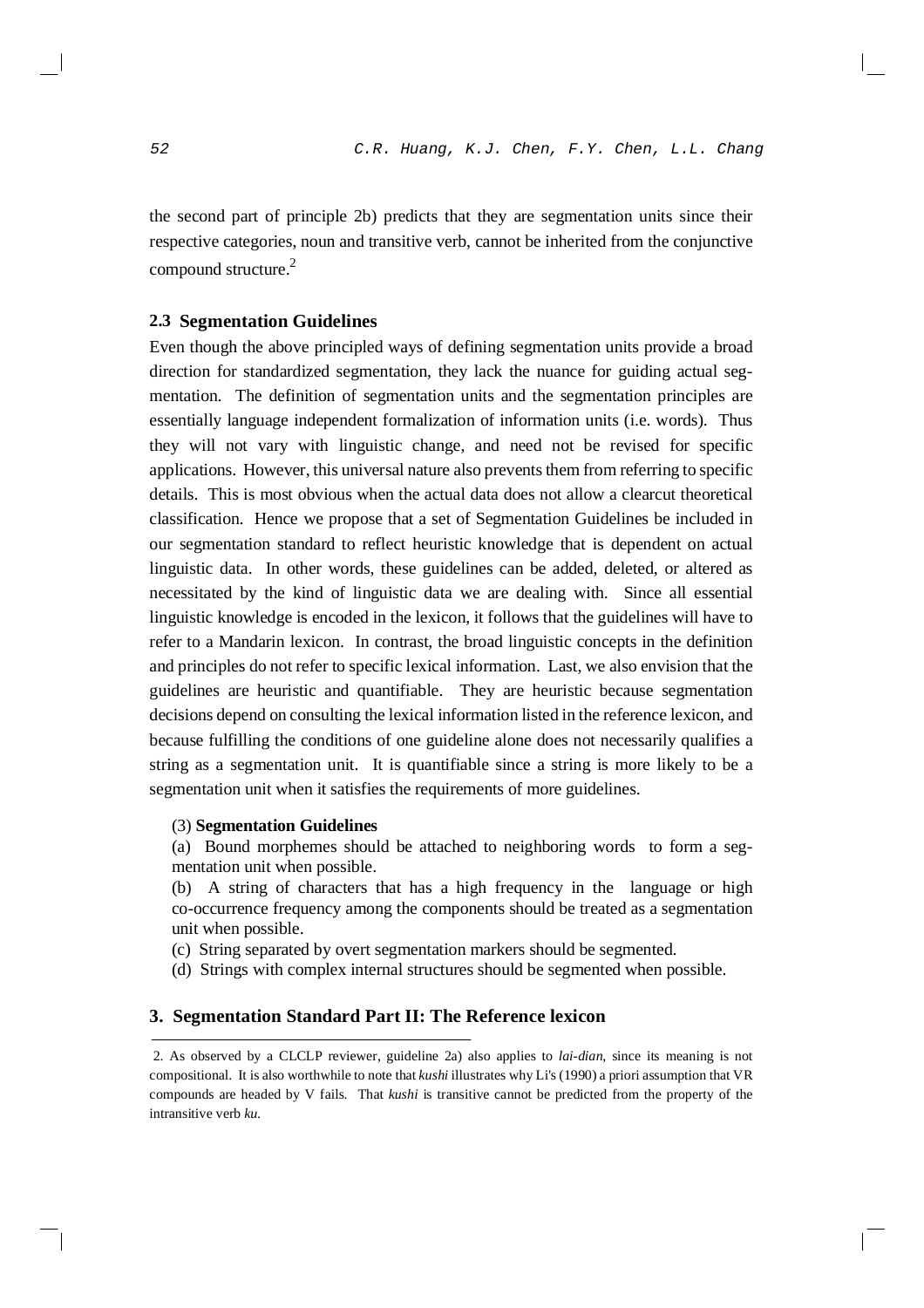the second part of principle 2b) predicts that they are segmentation units since their respective categories, noun and transitive verb, cannot be inherited from the conjunctive compound structure.[2]

### 2.3 Segmentation Guidelines

Even though the above principled ways of defining segmentation units provide a broad direction for standardized segmentation, they lack the nuance for guiding actual segmentation. The definition of segmentation units and the segmentation principles are essentially language independent formalization of information units (i.e. words). Thus they will not vary with linguistic change, and need not be revised for specific applications. However, this universal nature also prevents them from referring to specific details. This is most obvious when the actual data does not allow a clearcut theoretical classification. Hence we propose that a set of Segmentation Guidelines be included in our segmentation standard to reflect heuristic knowledge that is dependent on actual linguistic data. In other words, these guidelines can be added, deleted, or altered as necessitated by the kind of linguistic data we are dealing with. Since all essential linguistic knowledge is encoded in the lexicon, it follows that the guidelines will have to refer to a Mandarin lexicon. In contrast, the broad linguistic concepts in the definition and principles do not refer to specific lexical information. Last, we also envision that the guidelines are heuristic and quantifiable. They are heuristic because segmentation decisions depend on consulting the lexical information listed in the reference lexicon, and because fulfilling the conditions of one guideline alone does not necessarily qualifies a string as a segmentation unit. It is quantifiable since a string is more likely to be a segmentation unit when it satisfies the requirements of more guidelines.

(3) **Segmentation Guidelines**

(a) Bound morphemes should be attached to neighboring words to form a segmentation unit when possible.

(b) A string of characters that has a high frequency in the language or high co-occurrence frequency among the components should be treated as a segmentation unit when possible.

(c) String separated by overt segmentation markers should be segmented.

(d) Strings with complex internal structures should be segmented when possible.

## 3. Segmentation Standard Part II: The Reference lexicon

---

2. As observed by a CLCLP reviewer, guideline 2a) also applies to *lai-dian*, since its meaning is not compositional. It is also worthwhile to note that *kushi* illustrates why Li's (1990) a priori assumption that VR compounds are headed by V fails. That *kushi* is transitive cannot be predicted from the property of the intransitive verb *ku*.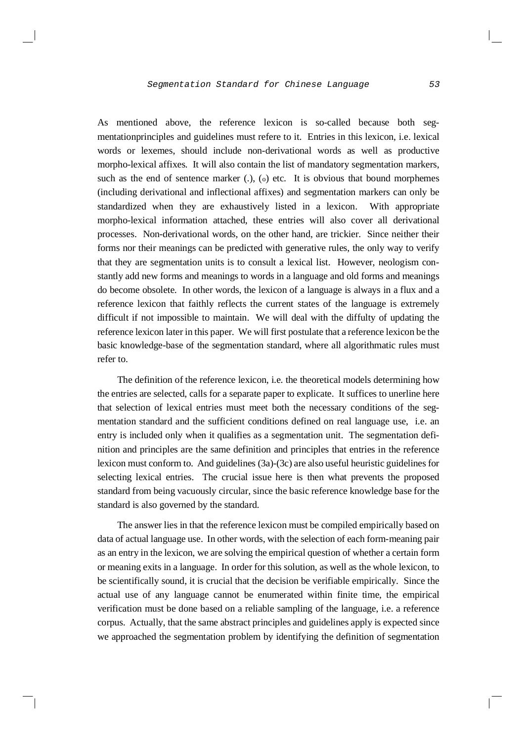As mentioned above, the reference lexicon is so-called because both segmentationprinciples and guidelines must refere to it. Entries in this lexicon, i.e. lexical words or lexemes, should include non-derivational words as well as productive morpho-lexical affixes. It will also contain the list of mandatory segmentation markers, such as the end of sentence marker (.), (。) etc. It is obvious that bound morphemes (including derivational and inflectional affixes) and segmentation markers can only be standardized when they are exhaustively listed in a lexicon. With appropriate morpho-lexical information attached, these entries will also cover all derivational processes. Non-derivational words, on the other hand, are trickier. Since neither their forms nor their meanings can be predicted with generative rules, the only way to verify that they are segmentation units is to consult a lexical list. However, neologism constantly add new forms and meanings to words in a language and old forms and meanings do become obsolete. In other words, the lexicon of a language is always in a flux and a reference lexicon that faithly reflects the current states of the language is extremely difficult if not impossible to maintain. We will deal with the diffulty of updating the reference lexicon later in this paper. We will first postulate that a reference lexicon be the basic knowledge-base of the segmentation standard, where all algorithmatic rules must refer to.

The definition of the reference lexicon, i.e. the theoretical models determining how the entries are selected, calls for a separate paper to explicate. It suffices to unerline here that selection of lexical entries must meet both the necessary conditions of the segmentation standard and the sufficient conditions defined on real language use, i.e. an entry is included only when it qualifies as a segmentation unit. The segmentation definition and principles are the same definition and principles that entries in the reference lexicon must conform to. And guidelines (3a)-(3c) are also useful heuristic guidelines for selecting lexical entries. The crucial issue here is then what prevents the proposed standard from being vacuously circular, since the basic reference knowledge base for the standard is also governed by the standard.

The answer lies in that the reference lexicon must be compiled empirically based on data of actual language use. In other words, with the selection of each form-meaning pair as an entry in the lexicon, we are solving the empirical question of whether a certain form or meaning exits in a language. In order for this solution, as well as the whole lexicon, to be scientifically sound, it is crucial that the decision be verifiable empirically. Since the actual use of any language cannot be enumerated within finite time, the empirical verification must be done based on a reliable sampling of the language, i.e. a reference corpus. Actually, that the same abstract principles and guidelines apply is expected since we approached the segmentation problem by identifying the definition of segmentation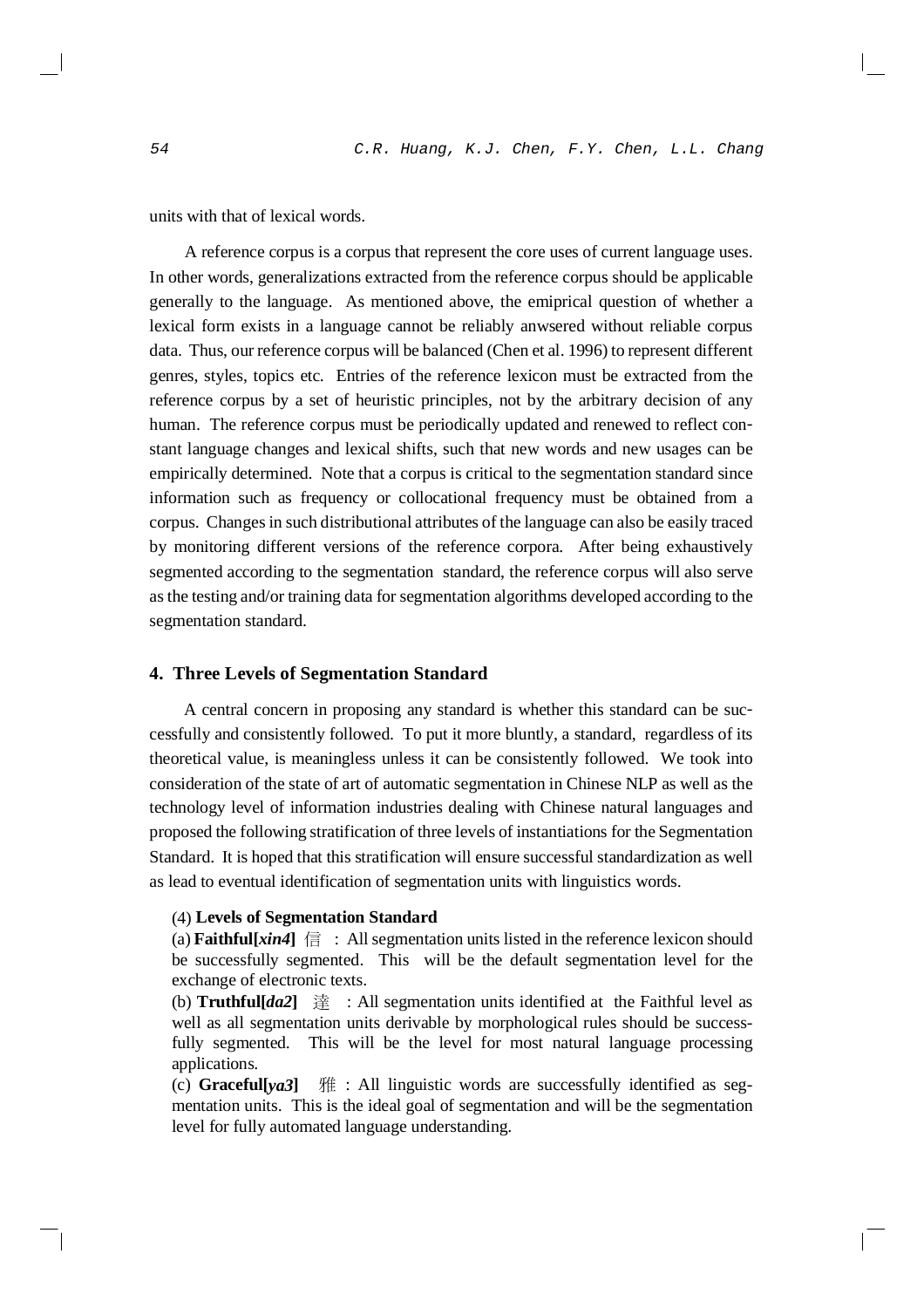units with that of lexical words.

A reference corpus is a corpus that represent the core uses of current language uses. In other words, generalizations extracted from the reference corpus should be applicable generally to the language. As mentioned above, the emiprical question of whether a lexical form exists in a language cannot be reliably anwsered without reliable corpus data. Thus, our reference corpus will be balanced (Chen et al. 1996) to represent different genres, styles, topics etc. Entries of the reference lexicon must be extracted from the reference corpus by a set of heuristic principles, not by the arbitrary decision of any human. The reference corpus must be periodically updated and renewed to reflect constant language changes and lexical shifts, such that new words and new usages can be empirically determined. Note that a corpus is critical to the segmentation standard since information such as frequency or collocational frequency must be obtained from a corpus. Changes in such distributional attributes of the language can also be easily traced by monitoring different versions of the reference corpora. After being exhaustively segmented according to the segmentation standard, the reference corpus will also serve as the testing and/or training data for segmentation algorithms developed according to the segmentation standard.

## 4. Three Levels of Segmentation Standard

A central concern in proposing any standard is whether this standard can be successfully and consistently followed. To put it more bluntly, a standard, regardless of its theoretical value, is meaningless unless it can be consistently followed. We took into consideration of the state of art of automatic segmentation in Chinese NLP as well as the technology level of information industries dealing with Chinese natural languages and proposed the following stratification of three levels of instantiations for the Segmentation Standard. It is hoped that this stratification will ensure successful standardization as well as lead to eventual identification of segmentation units with linguistics words.

(4) **Levels of Segmentation Standard**

(a) **Faithful[*xin4*]** 信 : All segmentation units listed in the reference lexicon should be successfully segmented. This will be the default segmentation level for the exchange of electronic texts.

(b) **Truthful[*da2*]** 達 : All segmentation units identified at the Faithful level as well as all segmentation units derivable by morphological rules should be successfully segmented. This will be the level for most natural language processing applications.

(c) **Graceful[*ya3*]** 雅 : All linguistic words are successfully identified as segmentation units. This is the ideal goal of segmentation and will be the segmentation level for fully automated language understanding.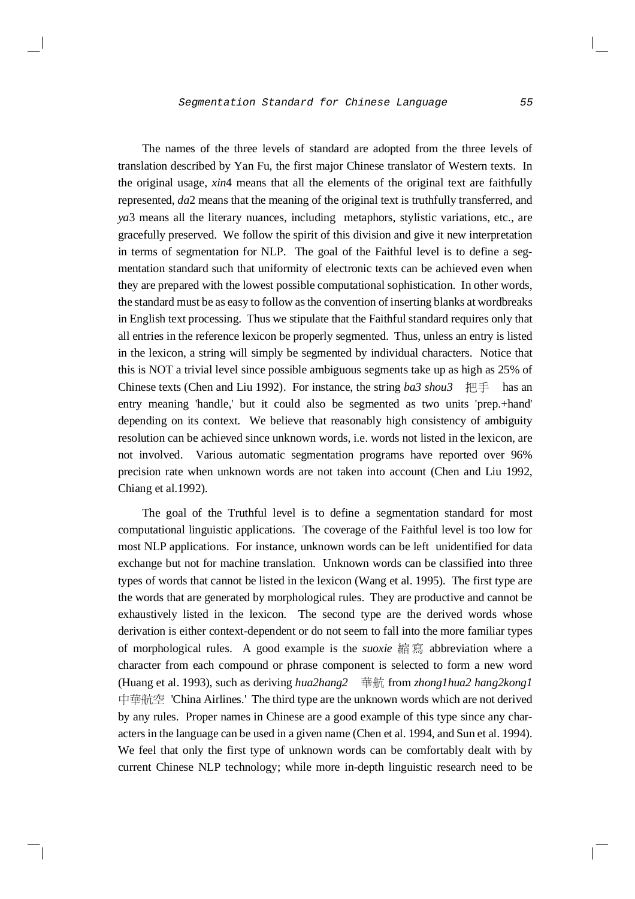The names of the three levels of standard are adopted from the three levels of translation described by Yan Fu, the first major Chinese translator of Western texts. In the original usage, *xin*4 means that all the elements of the original text are faithfully represented, *da*2 means that the meaning of the original text is truthfully transferred, and *ya*3 means all the literary nuances, including metaphors, stylistic variations, etc., are gracefully preserved. We follow the spirit of this division and give it new interpretation in terms of segmentation for NLP. The goal of the Faithful level is to define a segmentation standard such that uniformity of electronic texts can be achieved even when they are prepared with the lowest possible computational sophistication. In other words, the standard must be as easy to follow as the convention of inserting blanks at wordbreaks in English text processing. Thus we stipulate that the Faithful standard requires only that all entries in the reference lexicon be properly segmented. Thus, unless an entry is listed in the lexicon, a string will simply be segmented by individual characters. Notice that this is NOT a trivial level since possible ambiguous segments take up as high as 25% of Chinese texts (Chen and Liu 1992). For instance, the string *ba3 shou3* 把手 has an entry meaning 'handle,' but it could also be segmented as two units 'prep.+hand' depending on its context. We believe that reasonably high consistency of ambiguity resolution can be achieved since unknown words, i.e. words not listed in the lexicon, are not involved. Various automatic segmentation programs have reported over 96% precision rate when unknown words are not taken into account (Chen and Liu 1992, Chiang et al.1992).

The goal of the Truthful level is to define a segmentation standard for most computational linguistic applications. The coverage of the Faithful level is too low for most NLP applications. For instance, unknown words can be left unidentified for data exchange but not for machine translation. Unknown words can be classified into three types of words that cannot be listed in the lexicon (Wang et al. 1995). The first type are the words that are generated by morphological rules. They are productive and cannot be exhaustively listed in the lexicon. The second type are the derived words whose derivation is either context-dependent or do not seem to fall into the more familiar types of morphological rules. A good example is the *suoxie* 縮寫 abbreviation where a character from each compound or phrase component is selected to form a new word (Huang et al. 1993), such as deriving *hua2hang2* 華航 from *zhong1hua2 hang2kong1* 中華航空 'China Airlines.' The third type are the unknown words which are not derived by any rules. Proper names in Chinese are a good example of this type since any characters in the language can be used in a given name (Chen et al. 1994, and Sun et al. 1994). We feel that only the first type of unknown words can be comfortably dealt with by current Chinese NLP technology; while more in-depth linguistic research need to be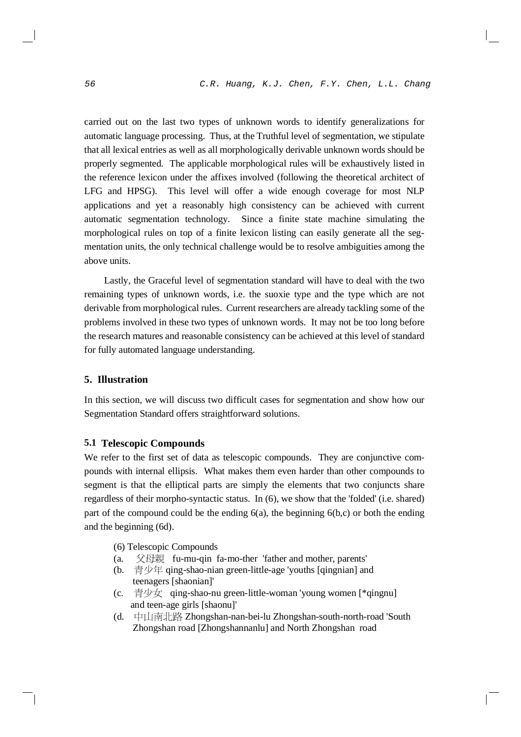carried out on the last two types of unknown words to identify generalizations for automatic language processing. Thus, at the Truthful level of segmentation, we stipulate that all lexical entries as well as all morphologically derivable unknown words should be properly segmented. The applicable morphological rules will be exhaustively listed in the reference lexicon under the affixes involved (following the theoretical architect of LFG and HPSG). This level will offer a wide enough coverage for most NLP applications and yet a reasonably high consistency can be achieved with current automatic segmentation technology. Since a finite state machine simulating the morphological rules on top of a finite lexicon listing can easily generate all the segmentation units, the only technical challenge would be to resolve ambiguities among the above units.

Lastly, the Graceful level of segmentation standard will have to deal with the two remaining types of unknown words, i.e. the suoxie type and the type which are not derivable from morphological rules. Current researchers are already tackling some of the problems involved in these two types of unknown words. It may not be too long before the research matures and reasonable consistency can be achieved at this level of standard for fully automated language understanding.

## 5. Illustration

In this section, we will discuss two difficult cases for segmentation and show how our Segmentation Standard offers straightforward solutions.

### 5.1 Telescopic Compounds

We refer to the first set of data as telescopic compounds. They are conjunctive compounds with internal ellipsis. What makes them even harder than other compounds to segment is that the elliptical parts are simply the elements that two conjuncts share regardless of their morpho-syntactic status. In (6), we show that the 'folded' (i.e. shared) part of the compound could be the ending 6(a), the beginning 6(b,c) or both the ending and the beginning (6d).

(6) Telescopic Compounds

(a. 父母親 fu-mu-qin fa-mo-ther 'father and mother, parents'

(b. 青少年 qing-shao-nian green-little-age 'youths [qingnian] and teenagers [shaonian]'

(c. 青少女 qing-shao-nu green-little-woman 'young women [*qingnu] and teen-age girls [shaonu]'

(d. 中山南北路 Zhongshan-nan-bei-lu Zhongshan-south-north-road 'South Zhongshan road [Zhongshannanlu] and North Zhongshan road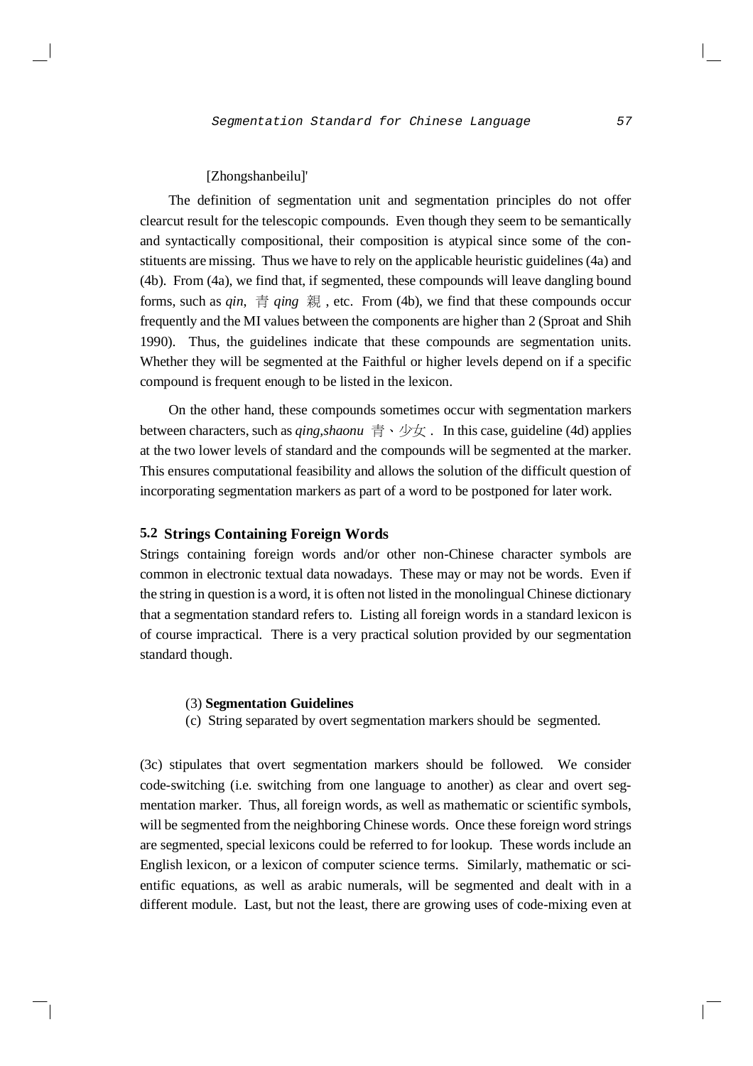[Zhongshanbeilu]'

The definition of segmentation unit and segmentation principles do not offer clearcut result for the telescopic compounds. Even though they seem to be semantically and syntactically compositional, their composition is atypical since some of the constituents are missing. Thus we have to rely on the applicable heuristic guidelines (4a) and (4b). From (4a), we find that, if segmented, these compounds will leave dangling bound forms, such as *qin*, 青 *qing* 親 , etc. From (4b), we find that these compounds occur frequently and the MI values between the components are higher than 2 (Sproat and Shih 1990). Thus, the guidelines indicate that these compounds are segmentation units. Whether they will be segmented at the Faithful or higher levels depend on if a specific compound is frequent enough to be listed in the lexicon.

On the other hand, these compounds sometimes occur with segmentation markers between characters, such as *qing,shaonu* 青、少女 . In this case, guideline (4d) applies at the two lower levels of standard and the compounds will be segmented at the marker. This ensures computational feasibility and allows the solution of the difficult question of incorporating segmentation markers as part of a word to be postponed for later work.

## 5.2 Strings Containing Foreign Words

Strings containing foreign words and/or other non-Chinese character symbols are common in electronic textual data nowadays. These may or may not be words. Even if the string in question is a word, it is often not listed in the monolingual Chinese dictionary that a segmentation standard refers to. Listing all foreign words in a standard lexicon is of course impractical. There is a very practical solution provided by our segmentation standard though.

(3) **Segmentation Guidelines**

(c) String separated by overt segmentation markers should be segmented.

(3c) stipulates that overt segmentation markers should be followed. We consider code-switching (i.e. switching from one language to another) as clear and overt segmentation marker. Thus, all foreign words, as well as mathematic or scientific symbols, will be segmented from the neighboring Chinese words. Once these foreign word strings are segmented, special lexicons could be referred to for lookup. These words include an English lexicon, or a lexicon of computer science terms. Similarly, mathematic or scientific equations, as well as arabic numerals, will be segmented and dealt with in a different module. Last, but not the least, there are growing uses of code-mixing even at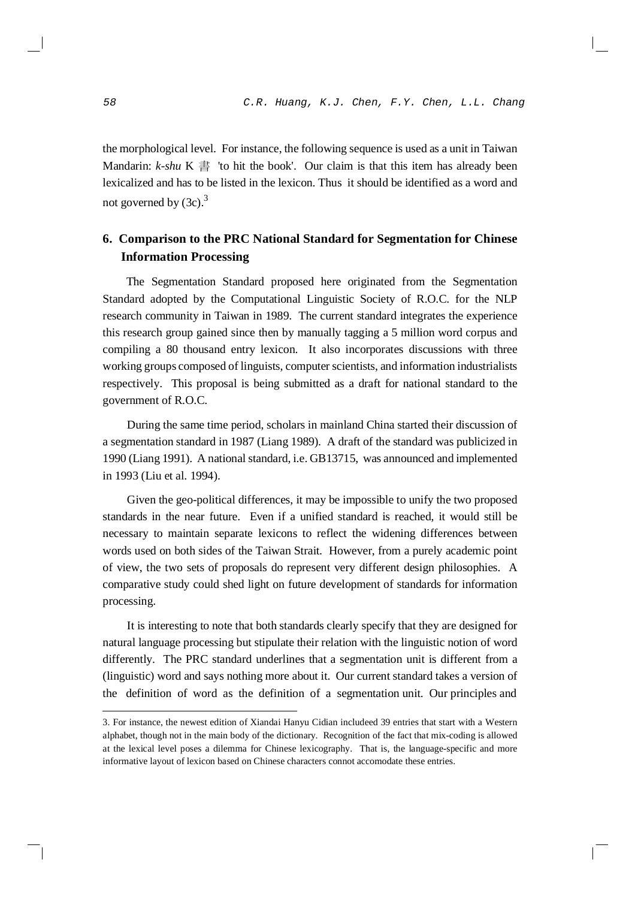the morphological level. For instance, the following sequence is used as a unit in Taiwan Mandarin: *k-shu* K 書 'to hit the book'. Our claim is that this item has already been lexicalized and has to be listed in the lexicon. Thus it should be identified as a word and not governed by (3c).[3]

## 6. Comparison to the PRC National Standard for Segmentation for Chinese Information Processing

The Segmentation Standard proposed here originated from the Segmentation Standard adopted by the Computational Linguistic Society of R.O.C. for the NLP research community in Taiwan in 1989. The current standard integrates the experience this research group gained since then by manually tagging a 5 million word corpus and compiling a 80 thousand entry lexicon. It also incorporates discussions with three working groups composed of linguists, computer scientists, and information industrialists respectively. This proposal is being submitted as a draft for national standard to the government of R.O.C.

During the same time period, scholars in mainland China started their discussion of a segmentation standard in 1987 (Liang 1989). A draft of the standard was publicized in 1990 (Liang 1991). A national standard, i.e. GB13715, was announced and implemented in 1993 (Liu et al. 1994).

Given the geo-political differences, it may be impossible to unify the two proposed standards in the near future. Even if a unified standard is reached, it would still be necessary to maintain separate lexicons to reflect the widening differences between words used on both sides of the Taiwan Strait. However, from a purely academic point of view, the two sets of proposals do represent very different design philosophies. A comparative study could shed light on future development of standards for information processing.

It is interesting to note that both standards clearly specify that they are designed for natural language processing but stipulate their relation with the linguistic notion of word differently. The PRC standard underlines that a segmentation unit is different from a (linguistic) word and says nothing more about it. Our current standard takes a version of the definition of word as the definition of a segmentation unit. Our principles and

---

3. For instance, the newest edition of Xiandai Hanyu Cidian includeed 39 entries that start with a Western alphabet, though not in the main body of the dictionary. Recognition of the fact that mix-coding is allowed at the lexical level poses a dilemma for Chinese lexicography. That is, the language-specific and more informative layout of lexicon based on Chinese characters connot accomodate these entries.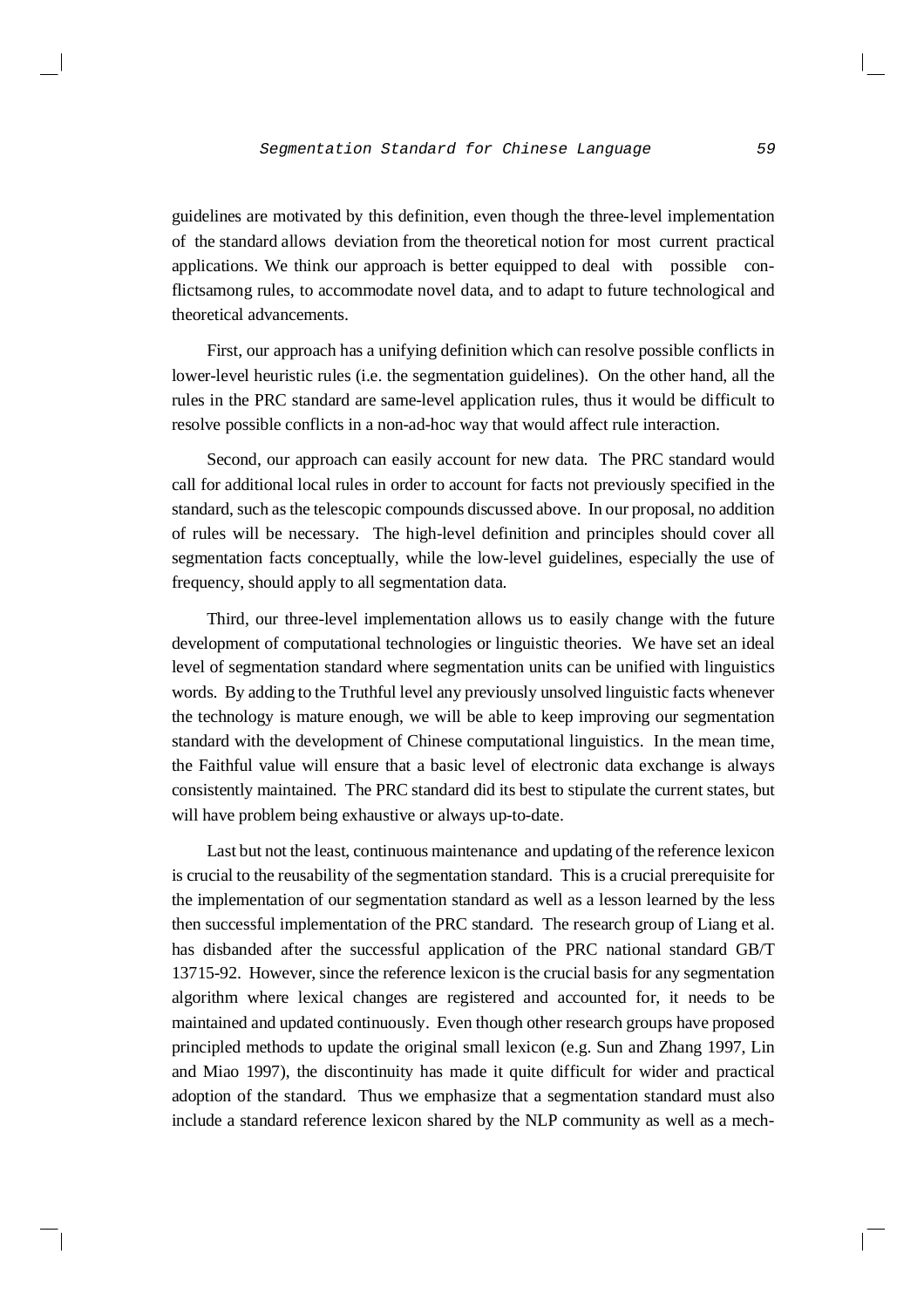guidelines are motivated by this definition, even though the three-level implementation of the standard allows deviation from the theoretical notion for most current practical applications. We think our approach is better equipped to deal with possible conflictsamong rules, to accommodate novel data, and to adapt to future technological and theoretical advancements.

First, our approach has a unifying definition which can resolve possible conflicts in lower-level heuristic rules (i.e. the segmentation guidelines). On the other hand, all the rules in the PRC standard are same-level application rules, thus it would be difficult to resolve possible conflicts in a non-ad-hoc way that would affect rule interaction.

Second, our approach can easily account for new data. The PRC standard would call for additional local rules in order to account for facts not previously specified in the standard, such as the telescopic compounds discussed above. In our proposal, no addition of rules will be necessary. The high-level definition and principles should cover all segmentation facts conceptually, while the low-level guidelines, especially the use of frequency, should apply to all segmentation data.

Third, our three-level implementation allows us to easily change with the future development of computational technologies or linguistic theories. We have set an ideal level of segmentation standard where segmentation units can be unified with linguistics words. By adding to the Truthful level any previously unsolved linguistic facts whenever the technology is mature enough, we will be able to keep improving our segmentation standard with the development of Chinese computational linguistics. In the mean time, the Faithful value will ensure that a basic level of electronic data exchange is always consistently maintained. The PRC standard did its best to stipulate the current states, but will have problem being exhaustive or always up-to-date.

Last but not the least, continuous maintenance and updating of the reference lexicon is crucial to the reusability of the segmentation standard. This is a crucial prerequisite for the implementation of our segmentation standard as well as a lesson learned by the less then successful implementation of the PRC standard. The research group of Liang et al. has disbanded after the successful application of the PRC national standard GB/T 13715-92. However, since the reference lexicon is the crucial basis for any segmentation algorithm where lexical changes are registered and accounted for, it needs to be maintained and updated continuously. Even though other research groups have proposed principled methods to update the original small lexicon (e.g. Sun and Zhang 1997, Lin and Miao 1997), the discontinuity has made it quite difficult for wider and practical adoption of the standard. Thus we emphasize that a segmentation standard must also include a standard reference lexicon shared by the NLP community as well as a mech-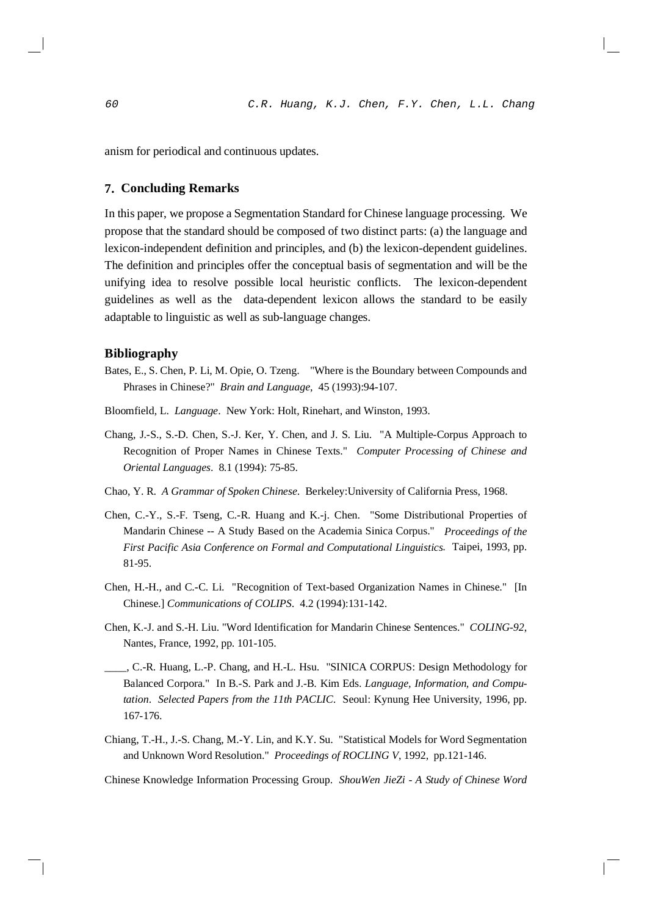anism for periodical and continuous updates.

## 7. Concluding Remarks

In this paper, we propose a Segmentation Standard for Chinese language processing. We propose that the standard should be composed of two distinct parts: (a) the language and lexicon-independent definition and principles, and (b) the lexicon-dependent guidelines. The definition and principles offer the conceptual basis of segmentation and will be the unifying idea to resolve possible local heuristic conflicts. The lexicon-dependent guidelines as well as the data-dependent lexicon allows the standard to be easily adaptable to linguistic as well as sub-language changes.

## Bibliography

Bates, E., S. Chen, P. Li, M. Opie, O. Tzeng. "Where is the Boundary between Compounds and Phrases in Chinese?" *Brain and Language*, 45 (1993):94-107.

Bloomfield, L. *Language*. New York: Holt, Rinehart, and Winston, 1993.

Chang, J.-S., S.-D. Chen, S.-J. Ker, Y. Chen, and J. S. Liu. "A Multiple-Corpus Approach to Recognition of Proper Names in Chinese Texts." *Computer Processing of Chinese and Oriental Languages*. 8.1 (1994): 75-85.

Chao, Y. R. *A Grammar of Spoken Chinese*. Berkeley:University of California Press, 1968.

Chen, C.-Y., S.-F. Tseng, C.-R. Huang and K.-j. Chen. "Some Distributional Properties of Mandarin Chinese -- A Study Based on the Academia Sinica Corpus." *Proceedings of the First Pacific Asia Conference on Formal and Computational Linguistics*. Taipei, 1993, pp. 81-95.

Chen, H.-H., and C.-C. Li. "Recognition of Text-based Organization Names in Chinese." [In Chinese.] *Communications of COLIPS*. 4.2 (1994):131-142.

Chen, K.-J. and S.-H. Liu. "Word Identification for Mandarin Chinese Sentences." *COLING-92*, Nantes, France, 1992, pp. 101-105.

____, C.-R. Huang, L.-P. Chang, and H.-L. Hsu. "SINICA CORPUS: Design Methodology for Balanced Corpora." In B.-S. Park and J.-B. Kim Eds. *Language, Information, and Computation*. *Selected Papers from the 11th PACLIC*. Seoul: Kynung Hee University, 1996, pp. 167-176.

Chiang, T.-H., J.-S. Chang, M.-Y. Lin, and K.Y. Su. "Statistical Models for Word Segmentation and Unknown Word Resolution." *Proceedings of ROCLING V*, 1992, pp.121-146.

Chinese Knowledge Information Processing Group. *ShouWen JieZi - A Study of Chinese Word*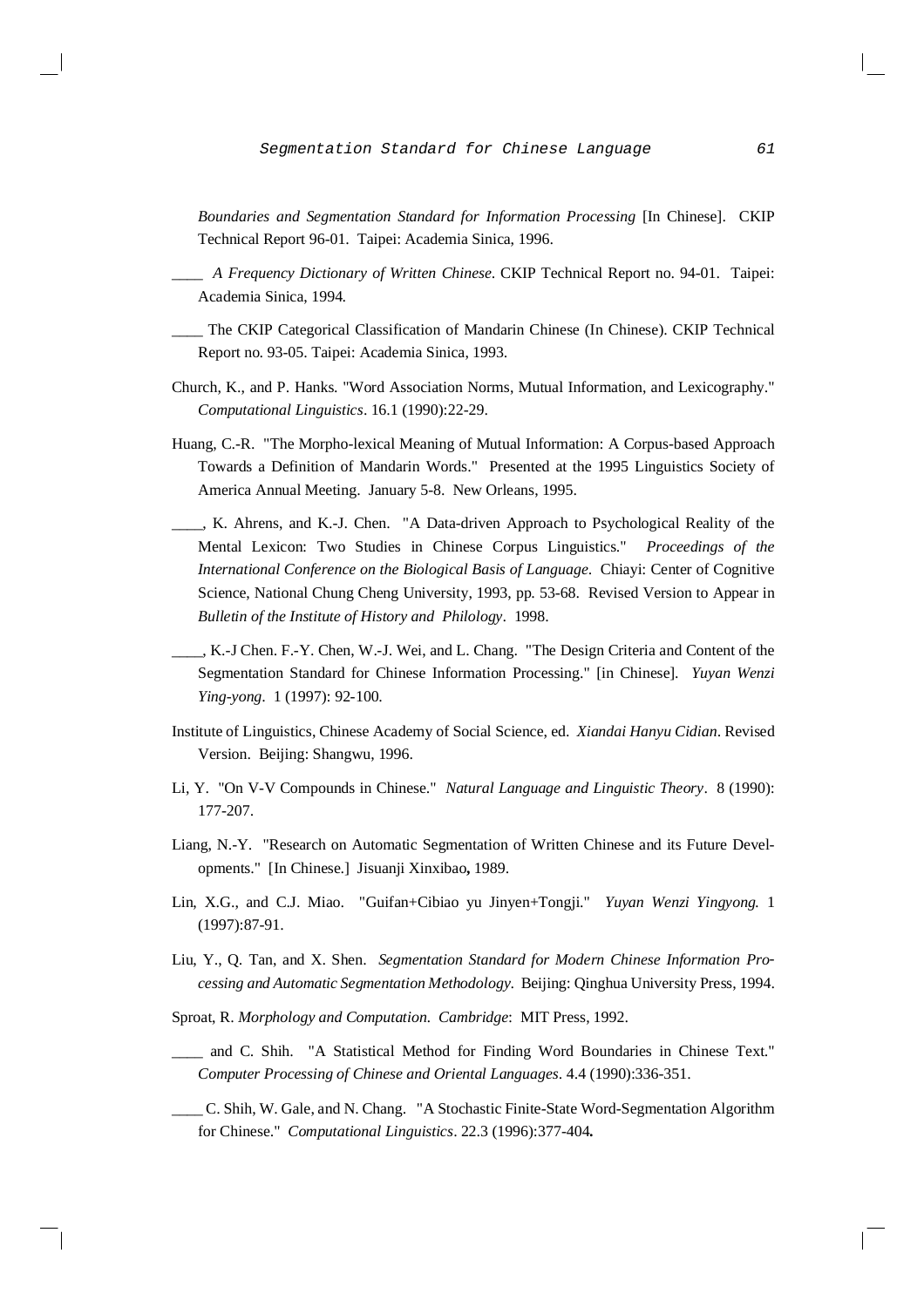*Boundaries and Segmentation Standard for Information Processing* [In Chinese]. CKIP Technical Report 96-01. Taipei: Academia Sinica, 1996.

____ *A Frequency Dictionary of Written Chinese*. CKIP Technical Report no. 94-01. Taipei: Academia Sinica, 1994.

____ The CKIP Categorical Classification of Mandarin Chinese (In Chinese). CKIP Technical Report no. 93-05. Taipei: Academia Sinica, 1993.

Church, K., and P. Hanks. "Word Association Norms, Mutual Information, and Lexicography." *Computational Linguistics*. 16.1 (1990):22-29.

Huang, C.-R. "The Morpho-lexical Meaning of Mutual Information: A Corpus-based Approach Towards a Definition of Mandarin Words." Presented at the 1995 Linguistics Society of America Annual Meeting. January 5-8. New Orleans, 1995.

____, K. Ahrens, and K.-J. Chen. "A Data-driven Approach to Psychological Reality of the Mental Lexicon: Two Studies in Chinese Corpus Linguistics." *Proceedings of the International Conference on the Biological Basis of Language*. Chiayi: Center of Cognitive Science, National Chung Cheng University, 1993, pp. 53-68. Revised Version to Appear in *Bulletin of the Institute of History and Philology*. 1998.

____, K.-J Chen. F.-Y. Chen, W.-J. Wei, and L. Chang. "The Design Criteria and Content of the Segmentation Standard for Chinese Information Processing." [in Chinese]. *Yuyan Wenzi Ying-yong*. 1 (1997): 92-100.

Institute of Linguistics, Chinese Academy of Social Science, ed. *Xiandai Hanyu Cidian*. Revised Version. Beijing: Shangwu, 1996.

Li, Y. "On V-V Compounds in Chinese." *Natural Language and Linguistic Theory*. 8 (1990): 177-207.

Liang, N.-Y. "Research on Automatic Segmentation of Written Chinese and its Future Developments." [In Chinese.] Jisuanji Xinxibao**,** 1989.

Lin, X.G., and C.J. Miao. "Guifan+Cibiao yu Jinyen+Tongji." *Yuyan Wenzi Yingyong.* 1 (1997):87-91.

Liu, Y., Q. Tan, and X. Shen. *Segmentation Standard for Modern Chinese Information Processing and Automatic Segmentation Methodology*. Beijing: Qinghua University Press, 1994.

Sproat, R. *Morphology and Computation*. *Cambridge*: MIT Press, 1992.

____ and C. Shih. "A Statistical Method for Finding Word Boundaries in Chinese Text." *Computer Processing of Chinese and Oriental Languages*. 4.4 (1990):336-351.

____ C. Shih, W. Gale, and N. Chang. "A Stochastic Finite-State Word-Segmentation Algorithm for Chinese." *Computational Linguistics*. 22.3 (1996):377-404**.**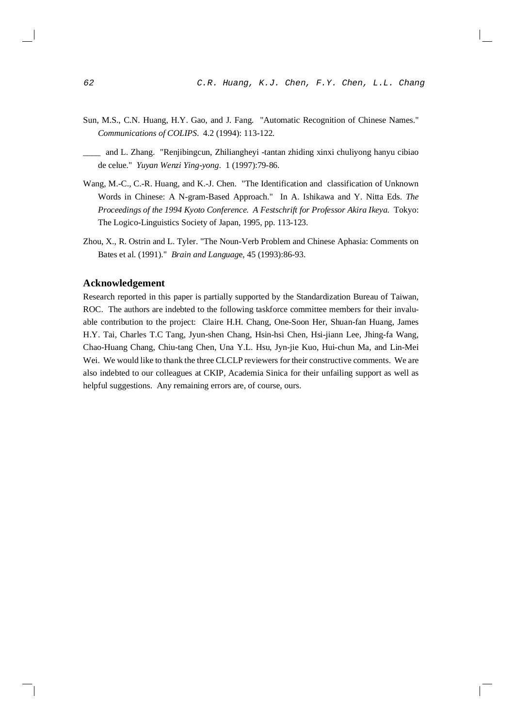Sun, M.S., C.N. Huang, H.Y. Gao, and J. Fang. "Automatic Recognition of Chinese Names." *Communications of COLIPS*. 4.2 (1994): 113-122.

____ and L. Zhang. "Renjibingcun, Zhiliangheyi -tantan zhiding xinxi chuliyong hanyu cibiao de celue." *Yuyan Wenzi Ying-yong*. 1 (1997):79-86.

Wang, M.-C., C.-R. Huang, and K.-J. Chen. "The Identification and classification of Unknown Words in Chinese: A N-gram-Based Approach." In A. Ishikawa and Y. Nitta Eds. *The Proceedings of the 1994 Kyoto Conference. A Festschrift for Professor Akira Ikeya.* Tokyo: The Logico-Linguistics Society of Japan, 1995, pp. 113-123.

Zhou, X., R. Ostrin and L. Tyler. "The Noun-Verb Problem and Chinese Aphasia: Comments on Bates et al. (1991)." *Brain and Languag*e, 45 (1993):86-93.

## Acknowledgement

Research reported in this paper is partially supported by the Standardization Bureau of Taiwan, ROC. The authors are indebted to the following taskforce committee members for their invaluable contribution to the project: Claire H.H. Chang, One-Soon Her, Shuan-fan Huang, James H.Y. Tai, Charles T.C Tang, Jyun-shen Chang, Hsin-hsi Chen, Hsi-jiann Lee, Jhing-fa Wang, Chao-Huang Chang, Chiu-tang Chen, Una Y.L. Hsu, Jyn-jie Kuo, Hui-chun Ma, and Lin-Mei Wei. We would like to thank the three CLCLP reviewers for their constructive comments. We are also indebted to our colleagues at CKIP, Academia Sinica for their unfailing support as well as helpful suggestions. Any remaining errors are, of course, ours.